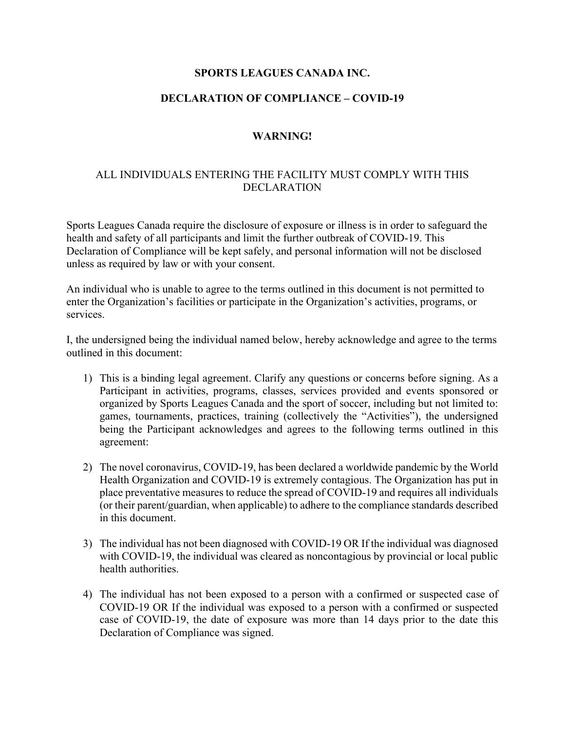# SPORTS LEAGUES CANADA INC.

## DECLARATION OF COMPLIANCE – COVID-19

### WARNING!

ALL INDIVIDUALS ENTERING THE FACILITY MUST COMPLY WITH THIS DECLARATION

Sports Leagues Canada require the disclosure of exposure or illness is in order to safeguard the health and safety of all participants and limit the further outbreak of COVID-19. This Declaration of Compliance will be kept safely, and personal information will not be disclosed unless as required by law or with your consent.

An individual who is unable to agree to the terms outlined in this document is not permitted to enter the Organization's facilities or participate in the Organization's activities, programs, or services.

I, the undersigned being the individual named below, hereby acknowledge and agree to the terms outlined in this document:

1) This is a binding legal agreement. Clarify any questions or concerns before signing. As a Participant in activities, programs, classes, services provided and events sponsored or organized by Sports Leagues Canada and the sport of soccer, including but not limited to: games, tournaments, practices, training (collectively the "Activities"), the undersigned being the Participant acknowledges and agrees to the following terms outlined in this agreement:

2) The novel coronavirus, COVID-19, has been declared a worldwide pandemic by the World Health Organization and COVID-19 is extremely contagious. The Organization has put in place preventative measures to reduce the spread of COVID-19 and requires all individuals (or their parent/guardian, when applicable) to adhere to the compliance standards described in this document.

3) The individual has not been diagnosed with COVID-19 OR If the individual was diagnosed with COVID-19, the individual was cleared as noncontagious by provincial or local public health authorities.

4) The individual has not been exposed to a person with a confirmed or suspected case of COVID-19 OR If the individual was exposed to a person with a confirmed or suspected case of COVID-19, the date of exposure was more than 14 days prior to the date this Declaration of Compliance was signed.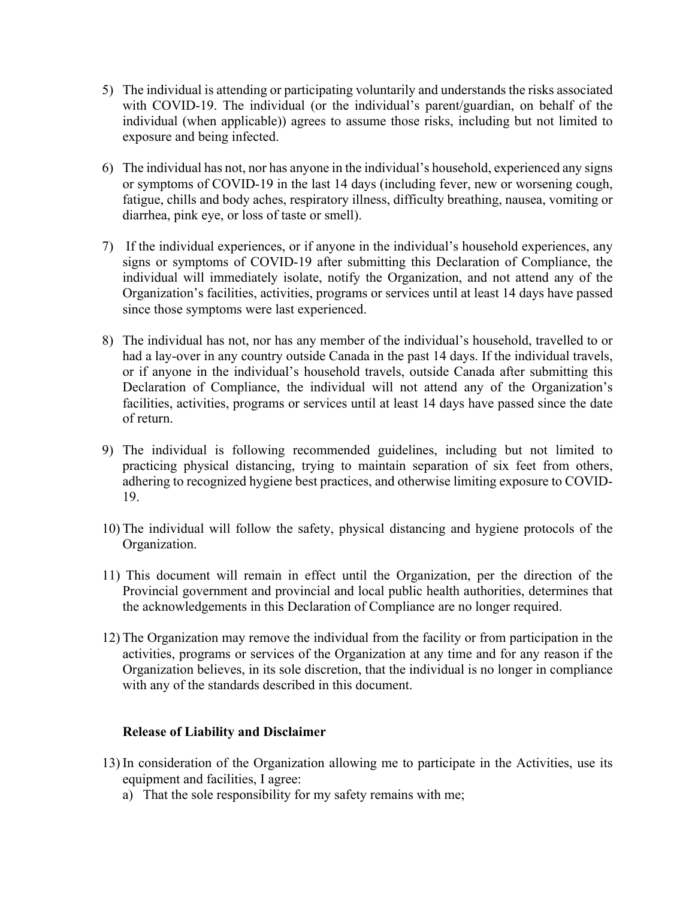5) The individual is attending or participating voluntarily and understands the risks associated with COVID-19. The individual (or the individual's parent/guardian, on behalf of the individual (when applicable)) agrees to assume those risks, including but not limited to exposure and being infected.

6) The individual has not, nor has anyone in the individual's household, experienced any signs or symptoms of COVID-19 in the last 14 days (including fever, new or worsening cough, fatigue, chills and body aches, respiratory illness, difficulty breathing, nausea, vomiting or diarrhea, pink eye, or loss of taste or smell).

7) If the individual experiences, or if anyone in the individual's household experiences, any signs or symptoms of COVID-19 after submitting this Declaration of Compliance, the individual will immediately isolate, notify the Organization, and not attend any of the Organization's facilities, activities, programs or services until at least 14 days have passed since those symptoms were last experienced.

8) The individual has not, nor has any member of the individual's household, travelled to or had a lay-over in any country outside Canada in the past 14 days. If the individual travels, or if anyone in the individual's household travels, outside Canada after submitting this Declaration of Compliance, the individual will not attend any of the Organization's facilities, activities, programs or services until at least 14 days have passed since the date of return.

9) The individual is following recommended guidelines, including but not limited to practicing physical distancing, trying to maintain separation of six feet from others, adhering to recognized hygiene best practices, and otherwise limiting exposure to COVID-19.

10) The individual will follow the safety, physical distancing and hygiene protocols of the Organization.

11) This document will remain in effect until the Organization, per the direction of the Provincial government and provincial and local public health authorities, determines that the acknowledgements in this Declaration of Compliance are no longer required.

12) The Organization may remove the individual from the facility or from participation in the activities, programs or services of the Organization at any time and for any reason if the Organization believes, in its sole discretion, that the individual is no longer in compliance with any of the standards described in this document.

**Release of Liability and Disclaimer**

13) In consideration of the Organization allowing me to participate in the Activities, use its equipment and facilities, I agree:
    a) That the sole responsibility for my safety remains with me;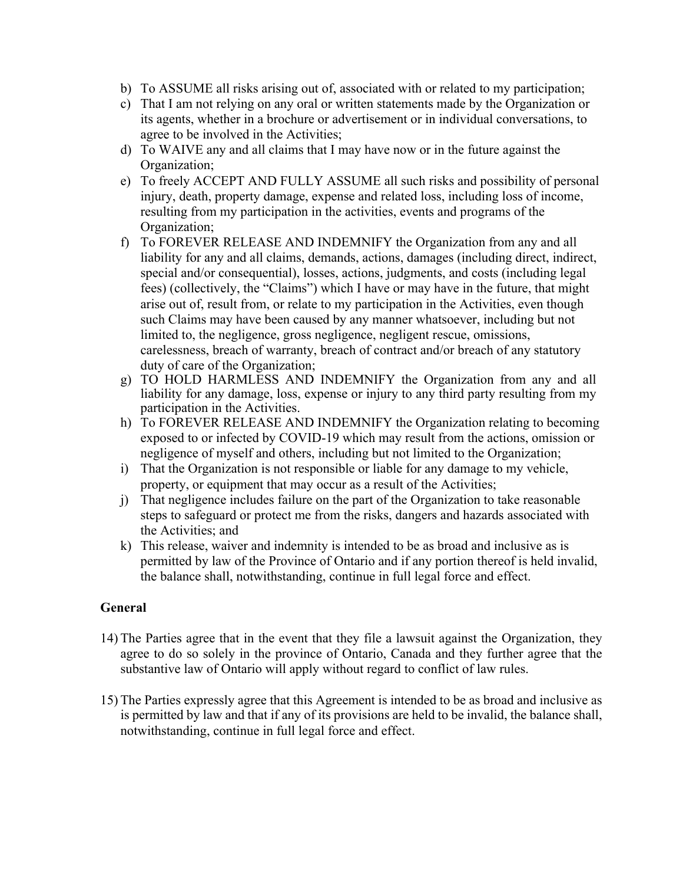b) To ASSUME all risks arising out of, associated with or related to my participation;
c) That I am not relying on any oral or written statements made by the Organization or its agents, whether in a brochure or advertisement or in individual conversations, to agree to be involved in the Activities;
d) To WAIVE any and all claims that I may have now or in the future against the Organization;
e) To freely ACCEPT AND FULLY ASSUME all such risks and possibility of personal injury, death, property damage, expense and related loss, including loss of income, resulting from my participation in the activities, events and programs of the Organization;
f) To FOREVER RELEASE AND INDEMNIFY the Organization from any and all liability for any and all claims, demands, actions, damages (including direct, indirect, special and/or consequential), losses, actions, judgments, and costs (including legal fees) (collectively, the "Claims") which I have or may have in the future, that might arise out of, result from, or relate to my participation in the Activities, even though such Claims may have been caused by any manner whatsoever, including but not limited to, the negligence, gross negligence, negligent rescue, omissions, carelessness, breach of warranty, breach of contract and/or breach of any statutory duty of care of the Organization;
g) TO HOLD HARMLESS AND INDEMNIFY the Organization from any and all liability for any damage, loss, expense or injury to any third party resulting from my participation in the Activities.
h) To FOREVER RELEASE AND INDEMNIFY the Organization relating to becoming exposed to or infected by COVID-19 which may result from the actions, omission or negligence of myself and others, including but not limited to the Organization;
i) That the Organization is not responsible or liable for any damage to my vehicle, property, or equipment that may occur as a result of the Activities;
j) That negligence includes failure on the part of the Organization to take reasonable steps to safeguard or protect me from the risks, dangers and hazards associated with the Activities; and
k) This release, waiver and indemnity is intended to be as broad and inclusive as is permitted by law of the Province of Ontario and if any portion thereof is held invalid, the balance shall, notwithstanding, continue in full legal force and effect.

**General**

14) The Parties agree that in the event that they file a lawsuit against the Organization, they agree to do so solely in the province of Ontario, Canada and they further agree that the substantive law of Ontario will apply without regard to conflict of law rules.

15) The Parties expressly agree that this Agreement is intended to be as broad and inclusive as is permitted by law and that if any of its provisions are held to be invalid, the balance shall, notwithstanding, continue in full legal force and effect.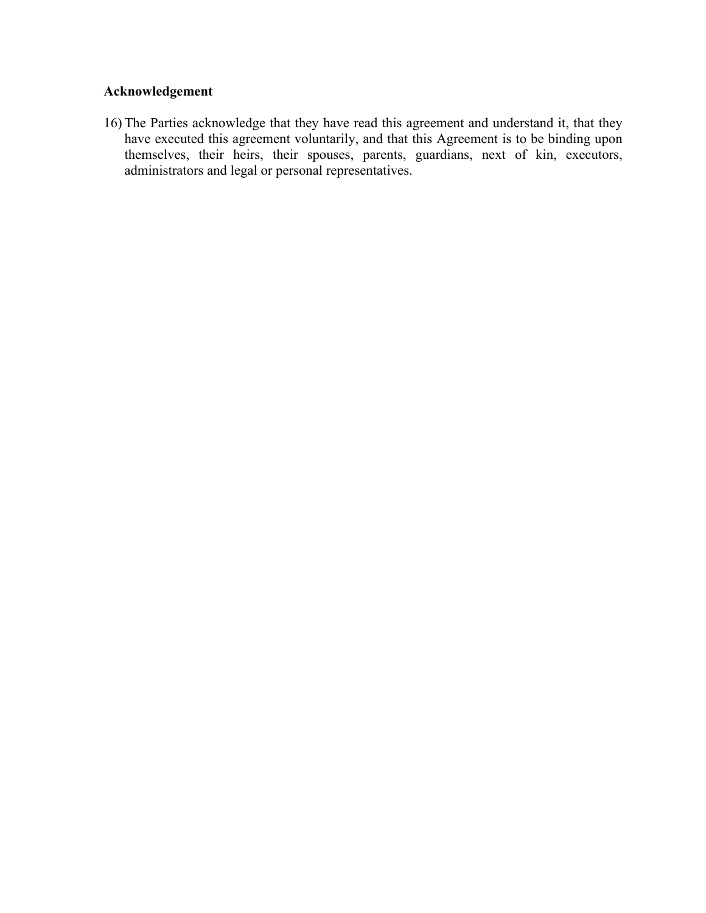**Acknowledgement**

16) The Parties acknowledge that they have read this agreement and understand it, that they have executed this agreement voluntarily, and that this Agreement is to be binding upon themselves, their heirs, their spouses, parents, guardians, next of kin, executors, administrators and legal or personal representatives.